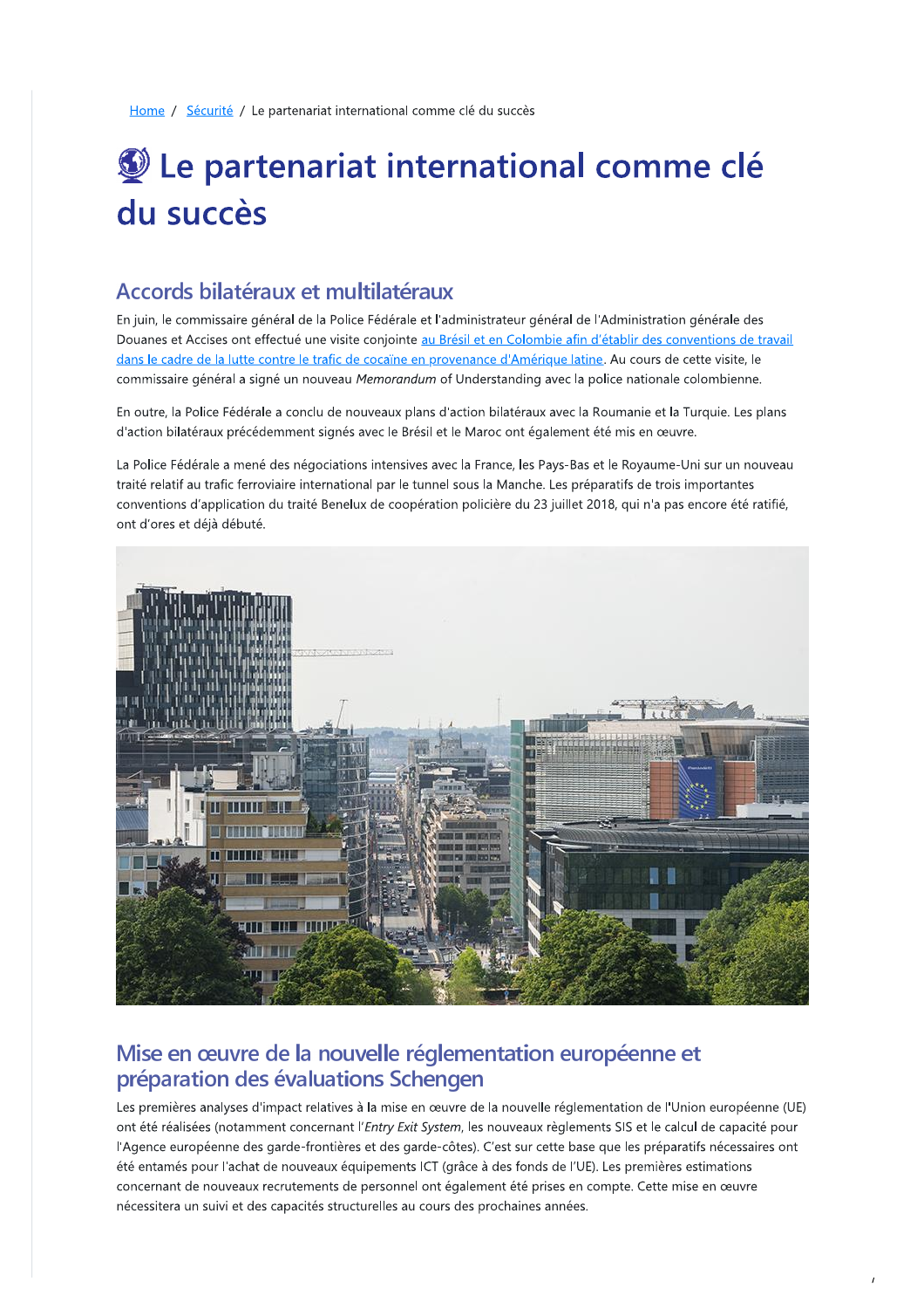Home / Sécurité / Le partenariat international comme clé du succès

# 🌏 Le partenariat international comme clé du succès

## Accords bilatéraux et multilatéraux

En juin, le commissaire général de la Police Fédérale et l'administrateur général de l'Administration générale des Douanes et Accises ont effectué une visite conjointe au Brésil et en Colombie afin d'établir des conventions de travail dans le cadre de la lutte contre le trafic de cocaïne en provenance d'Amérique latine. Au cours de cette visite, le commissaire général a signé un nouveau *Memorandum* of Understanding avec la police nationale colombienne.

En outre, la Police Fédérale a conclu de nouveaux plans d'action bilatéraux avec la Roumanie et la Turquie. Les plans d'action bilatéraux précédemment signés avec le Brésil et le Maroc ont également été mis en œuvre.

La Police Fédérale a mené des négociations intensives avec la France, les Pays-Bas et le Royaume-Uni sur un nouveau traité relatif au trafic ferroviaire international par le tunnel sous la Manche. Les préparatifs de trois importantes conventions d'application du traité Benelux de coopération policière du 23 juillet 2018, qui n'a pas encore été ratifié, ont d'ores et déjà débuté.

## Mise en œuvre de la nouvelle réglementation européenne et préparation des évaluations Schengen

Les premières analyses d'impact relatives à la mise en œuvre de la nouvelle réglementation de l'Union européenne (UE) ont été réalisées (notamment concernant l'*Entry Exit System*, les nouveaux règlements SIS et le calcul de capacité pour l'Agence européenne des garde-frontières et des garde-côtes). C'est sur cette base que les préparatifs nécessaires ont été entamés pour l'achat de nouveaux équipements ICT (grâce à des fonds de l'UE). Les premières estimations concernant de nouveaux recrutements de personnel ont également été prises en compte. Cette mise en œuvre nécessitera un suivi et des capacités structurelles au cours des prochaines années.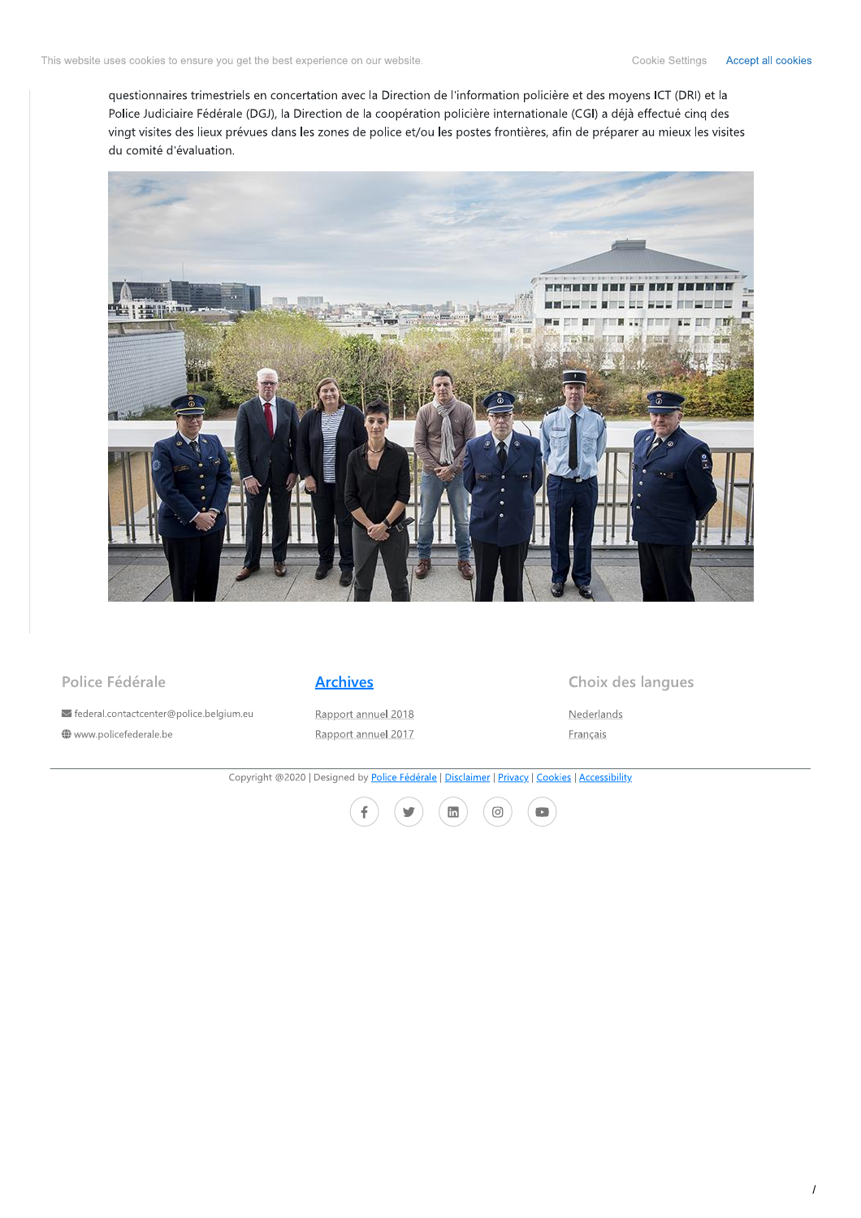This website uses cookies to ensure you get the best experience on our website.

Cookie Settings Accept all cookies

questionnaires trimestriels en concertation avec la Direction de l'information policière et des moyens ICT (DRI) et la Police Judiciaire Fédérale (DGJ), la Direction de la coopération policière internationale (CGI) a déjà effectué cinq des vingt visites des lieux prévues dans les zones de police et/ou les postes frontières, afin de préparer au mieux les visites du comité d'évaluation.

Police Fédérale

federal.contactcenter@police.belgium.eu

www.policefederale.be

[Archives]

[Rapport annuel 2018]

[Rapport annuel 2017]

Choix des langues

[Nederlands]

[Français]

Copyright @2020 | Designed by Police Fédérale | Disclaimer | Privacy | Cookies | Accessibility